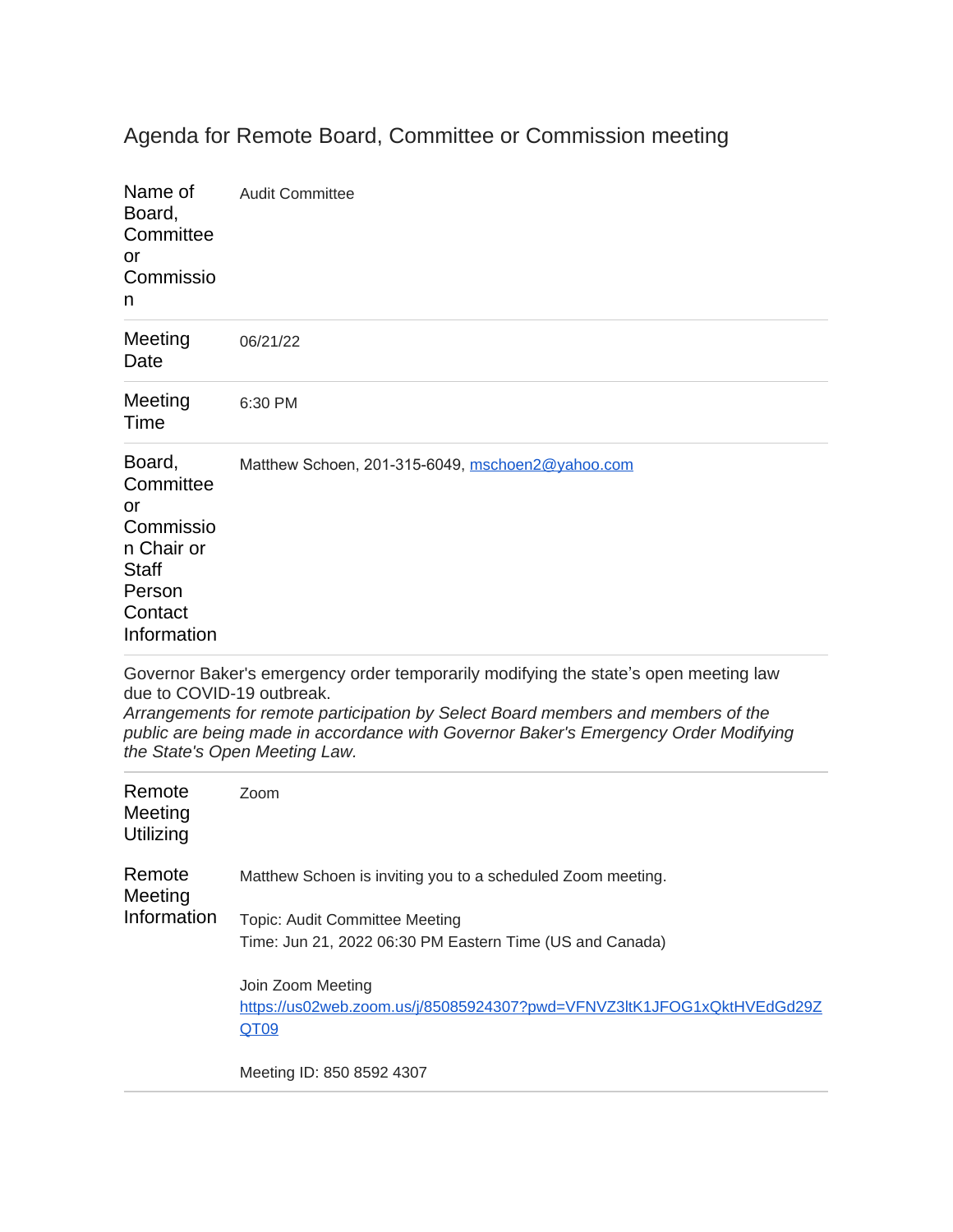# Agenda for Remote Board, Committee or Commission meeting

| | |
|---|---|
| Name of Board, Committee or Commission | Audit Committee |
| Meeting Date | 06/21/22 |
| Meeting Time | 6:30 PM |
| Board, Committee or Commission Chair or Staff Person Contact Information | Matthew Schoen, 201-315-6049, mschoen2@yahoo.com |

Governor Baker's emergency order temporarily modifying the state's open meeting law due to COVID-19 outbreak.
*Arrangements for remote participation by Select Board members and members of the public are being made in accordance with Governor Baker's Emergency Order Modifying the State's Open Meeting Law.*

| | |
|---|---|
| Remote Meeting Utilizing | Zoom |
| Remote Meeting Information | Matthew Schoen is inviting you to a scheduled Zoom meeting.<br><br>Topic: Audit Committee Meeting<br>Time: Jun 21, 2022 06:30 PM Eastern Time (US and Canada)<br><br>Join Zoom Meeting<br>https://us02web.zoom.us/j/85085924307?pwd=VFNVZ3ltK1JFOG1xQktHVEdGd29ZQT09<br><br>Meeting ID: 850 8592 4307 |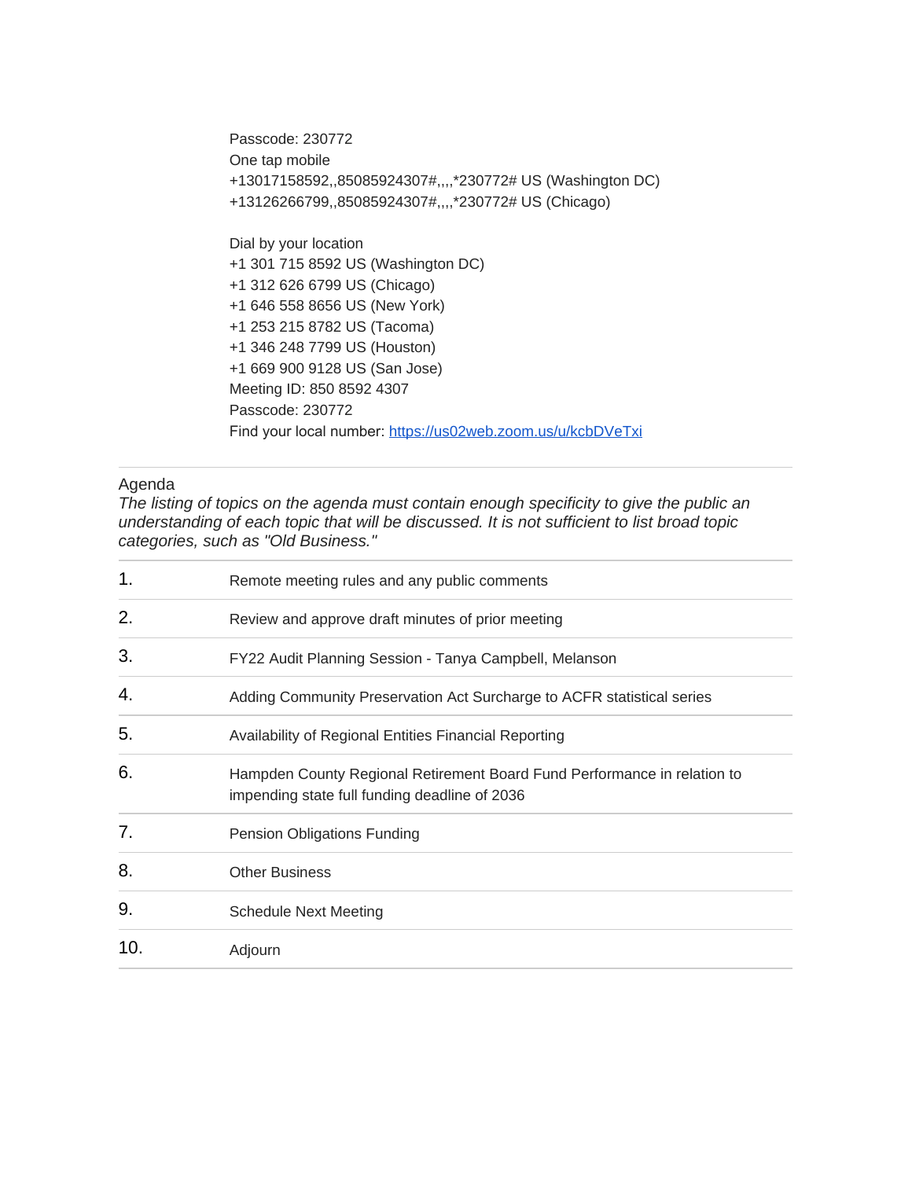Passcode: 230772
One tap mobile
+13017158592,,85085924307#,,,,*230772# US (Washington DC)
+13126266799,,85085924307#,,,,*230772# US (Chicago)

Dial by your location
+1 301 715 8592 US (Washington DC)
+1 312 626 6799 US (Chicago)
+1 646 558 8656 US (New York)
+1 253 215 8782 US (Tacoma)
+1 346 248 7799 US (Houston)
+1 669 900 9128 US (San Jose)
Meeting ID: 850 8592 4307
Passcode: 230772
Find your local number: https://us02web.zoom.us/u/kcbDVeTxi

---

Agenda

*The listing of topics on the agenda must contain enough specificity to give the public an understanding of each topic that will be discussed. It is not sufficient to list broad topic categories, such as "Old Business."*

| | |
|---|---|
| 1. | Remote meeting rules and any public comments |
| 2. | Review and approve draft minutes of prior meeting |
| 3. | FY22 Audit Planning Session - Tanya Campbell, Melanson |
| 4. | Adding Community Preservation Act Surcharge to ACFR statistical series |
| 5. | Availability of Regional Entities Financial Reporting |
| 6. | Hampden County Regional Retirement Board Fund Performance in relation to impending state full funding deadline of 2036 |
| 7. | Pension Obligations Funding |
| 8. | Other Business |
| 9. | Schedule Next Meeting |
| 10. | Adjourn |